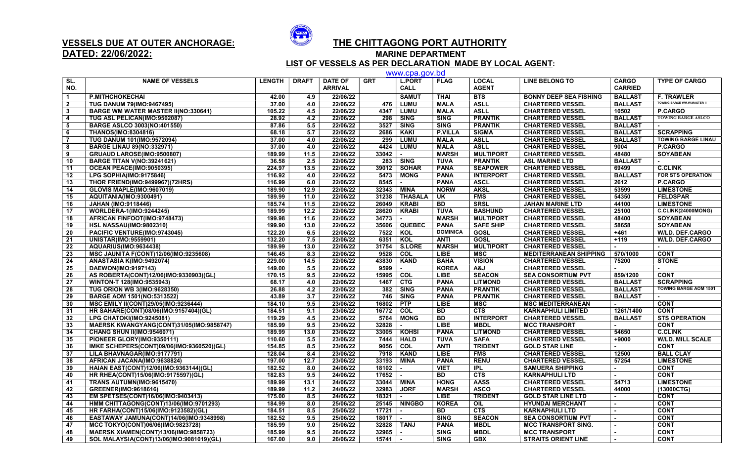**VESSELS DUE AT OUTER ANCHORAGE:**
**DATED: 22/06/2022:**

# THE CHITTAGONG PORT AUTHORITY

## MARINE DEPARTMENT

### LIST OF VESSELS AS PER DECLARATION MADE BY LOCAL AGENT:

www.cpa.gov.bd

| SL. NO. | NAME OF VESSELS | LENGTH | DRAFT | DATE OF ARRIVAL | GRT | L.PORT CALL | FLAG | LOCAL AGENT | LINE BELONG TO | CARGO CARRIED | TYPE OF CARGO |
|---|---|---|---|---|---|---|---|---|---|---|---|
| 1 | P.MITHCHOKECHAI | 42.00 | 4.9 | 22/06/22 | | SAMUT | THAI | BTS | BONNY DEEP SEA FISHING | BALLAST | F. TRAWLER |
| 2 | TUG DANUM 79(IMO:9467495) | 37.00 | 4.0 | 22/06/22 | 476 | LUMU | MALA | ASLL | CHARTERED VESSEL | BALLAST | TOWING BARGE WM.W.MASTER II |
| 3 | BARGE WM WATER MASTER II(NO:330641) | 105.22 | 4.5 | 22/06/22 | 4347 | LUMU | MALA | ASLL | CHARTERED VESSEL | 10502 | P.CARGO |
| 4 | TUG ASL PELICAN(IMO:9502087) | 28.92 | 4.2 | 22/06/22 | 298 | SING | SING | PRANTIK | CHARTERED VESSEL | BALLAST | TOWING BARGE ASLCO |
| 5 | BARGE ASLCO 3003(NO:401550) | 87.86 | 5.5 | 22/06/22 | 3527 | SING | SING | PRANTIK | CHARTERED VESSEL | BALLAST | - |
| 6 | THANOS(IMO:8304816) | 68.18 | 5.7 | 22/06/22 | 2686 | KAKI | P.VILLA | SIGMA | CHARTERED VESSEL | BALLAST | SCRAPPING |
| 7 | TUG DANUM 101(IMO:9572094) | 37.00 | 4.0 | 22/06/22 | 299 | LUMU | MALA | ASLL | CHARTERED VESSEL | BALLAST | TOWING BARGE LINAU |
| 8 | BARGE LINAU 89(NO:332971) | 37.00 | 4.0 | 22/06/22 | 4424 | LUMU | MALA | ASLL | CHARTERED VESSEL | 9004 | P.CARGO |
| 9 | GRUAUD LAROSE(IMO:9500807) | 189.99 | 11.5 | 22/06/22 | 33042 | - | MARSH | MULTIPORT | CHARTERED VESSEL | 48480 | SOYABEAN |
| 10 | BARGE TITAN V(NO:39241621) | 36.58 | 2.5 | 22/06/22 | 283 | SING | TUVA | PRANTIK | ASL MARINE LTD | BALLAST | - |
| 11 | OCEAN PEACE(IMO:9050395) | 224.97 | 13.5 | 22/06/22 | 39012 | SOHAR | PANA | SEAPOWER | CHARTERED VESSEL | 69499 | C.CLINK |
| 12 | LPG SOPHIA(IMO:9175846) | 116.92 | 4.0 | 22/06/22 | 5473 | MONG | PANA | INTERPORT | CHARTERED VESSEL | BALLAST | FOR STS OPERATION |
| 13 | THOR FRIEND(IMO:9499967)(72HRS) | 116.99 | 6.0 | 22/06/22 | 8545 | - | PANA | ASCL | CHARTERED VESSEL | 2612 | P.CARGO |
| 14 | GLOVIS MAPLE(IMO:9607019) | 189.90 | 12.9 | 22/06/22 | 32343 | MINA | NORW | AKSL | CHARTERED VESSEL | 53599 | LIMESTONE |
| 15 | AQUITANIA(IMO:9300491) | 189.99 | 11.0 | 22/06/22 | 31238 | THASALA | UK | FMS | CHARTERED VESSEL | 54350 | FELDSPAR |
| 16 | JAHAN (IMO:9118446) | 185.74 | 11.5 | 22/06/22 | 26049 | KRABI | BD | SRSL | JAHAN MARINE LTD | 44100 | LIMESTONE |
| 17 | WORLDERA-1(IMO:9244245) | 189.99 | 12.2 | 22/06/22 | 28620 | KRABI | TUVA | BASHUND | CHARTERED VESSEL | 25100 | C.CLINK(24000MONG) |
| 18 | AFRICAN FINFOOT(IMO:9748473) | 199.98 | 11.6 | 22/06/22 | 34773 | - | MARSH | MULTIPORT | CHARTERED VESSEL | 48400 | SOYABEAN |
| 19 | HSL NASSAU(IMO:9802310) | 199.90 | 13.0 | 22/06/22 | 35606 | QUEBEC | PANA | SAFE SHIP | CHARTERED VESSEL | 58658 | SOYABEAN |
| 20 | PACIFIC VENTURE(IMO:9743045) | 122.20 | 6.5 | 22/06/22 | 7522 | KOL | DOMINICA | GOSL | CHARTERED VESSEL | +461 | W/LD. DEF.CARGO |
| 21 | UNISTAR(IMO:9559901) | 132.20 | 7.5 | 22/06/22 | 6351 | KOL | ANTI | GOSL | CHARTERED VESSEL | +119 | W/LD. DEF.CARGO |
| 22 | AQUARIUS(IMO:9634438) | 189.99 | 13.0 | 22/06/22 | 31754 | S.LORE | MARSH | MULTIPORT | CHARTERED VESSEL | - | - |
| 23 | MSC JAUNITA F(CONT)12/06(IMO:9235608) | 146.45 | 8.3 | 22/06/22 | 9528 | COL | LIBE | MSC | MEDITERRANEAN SHIPPING | 570/1000 | CONT |
| 24 | ANASTASIA K(IMO:9492074) | 229.00 | 14.5 | 22/06/22 | 43830 | KAND | BAHA | VISION | CHARTERED VESSEL | 75200 | STONE |
| 25 | DAEWON(IMO:9197143) | 149.00 | 5.5 | 22/06/22 | 9599 | - | KOREA | A&J | CHARTERED VESSEL | - | - |
| 26 | AS ROBERTA(CONT)12/06(IMO:9330903)(GL) | 170.15 | 9.5 | 22/06/22 | 15995 | COL | LIBE | SEACON | SEA CONSORTIUM PVT | 859/1200 | CONT |
| 27 | WINTON-T 128(IMO:9535943) | 68.17 | 4.0 | 22/06/22 | 1467 | CTG | PANA | LITMOND | CHARTERED VESSEL | BALLAST | SCRAPPING |
| 28 | TUG ORION WB 3(IMO:9628350) | 26.88 | 4.2 | 22/06/22 | 382 | SING | PANA | PRANTIK | CHARTERED VESSEL | BALLAST | TOWING BARGE AOM 1501 |
| 29 | BARGE AOM 1501(NO:5313522) | 43.89 | 3.7 | 22/06/22 | 746 | SING | PANA | PRANTIK | CHARTERED VESSEL | BALLAST | - |
| 30 | MSC EMILY II(CONT)29/05(IMO:9236444) | 184.10 | 9.5 | 23/06/22 | 16802 | PTP | LIBE | MSC | MSC MEDITERRANEAN | - | CONT |
| 31 | HR SAHARE(CONT)08/06(IMO:9157404)(GL) | 184.51 | 9.1 | 23/06/22 | 16772 | COL | BD | CTS | KARNAPHULI LIMITED | 1261/1400 | CONT |
| 32 | LPG CHATOKI(IMO:9245081) | 119.29 | 4.5 | 23/06/22 | 5764 | MONG | BD | INTERPORT | CHARTERED VESSEL | BALLAST | STS OPERATION |
| 33 | MAERSK KWANGYANG(CONT)31/05(IMO:9858747) | 185.99 | 9.5 | 23/06/22 | 32828 | - | LIBE | MBDL | MCC TRANSPORT | - | CONT |
| 34 | CHANG SHUN II(IMO:9546071) | 189.99 | 13.0 | 23/06/22 | 33005 | KOHSI | PANA | LITMOND | CHARTERED VESSEL | 54650 | C.CLINK |
| 35 | PIONEER GLORY(IMO:9350111) | 110.60 | 5.5 | 23/06/22 | 7444 | HALD | TUVA | SAFA | CHARTERED VESSEL | +9000 | W/LD. MILL SCALE |
| 36 | IMKE SCHEPERS(CONT)09/06(IMO:9360520)(GL) | 154.85 | 8.5 | 23/06/22 | 9056 | COL | ANTI | TRIDENT | GOLD STAR LINE | - | CONT |
| 37 | LILA BHAVNAGAR(IMO:9177791) | 128.04 | 8.4 | 23/06/22 | 7918 | KAND | LIBE | FMS | CHARTERED VESSEL | 12500 | BALL CLAY |
| 38 | AFRICAN JACANA(IMO:9638824) | 197.00 | 12.7 | 23/06/22 | 33193 | MINA | PANA | RENU | CHARTERED VESSEL | 57254 | LIMESTONE |
| 39 | HAIAN EAST(CONT)12/06(IMO:9363144)(GL) | 182.52 | 8.0 | 24/06/22 | 18102 | - | VIET | IPL | SAMUERA SHIPPING | - | CONT |
| 40 | HR RHEA(CONT)15/06(IMO:9175597)(GL) | 182.83 | 9.5 | 24/06/22 | 17652 | - | BD | CTS | KARNAPHULI LTD | - | CONT |
| 41 | TRANS AUTUMN(IMO:9615470) | 189.99 | 13.1 | 24/06/22 | 33044 | MINA | HONG | AASS | CHARTERED VESSEL | 54713 | LIMESTONE |
| 42 | GREENER(IMO:9618616) | 189.99 | 11.2 | 24/06/22 | 32983 | JORF | MARSH | ASCO | CHARTERED VESSEL | 44000 | (13000CTG) |
| 43 | EM SPETSES(CONT)16/06(IMO:9403413) | 175.00 | 8.5 | 24/06/22 | 18321 | - | LIBE | TRIDENT | GOLD STAR LINE LTD | - | CONT |
| 44 | HMM CHITTAGONG(CONT)13/06(IMO:9701293) | 184.99 | 8.0 | 25/06/22 | 25145 | NINGBO | KOREA | OIL | HYUNDAI MERCHANT | - | CONT |
| 45 | HR FARHA(CONT)15/06(IMO:9123582)(GL) | 184.51 | 8.5 | 25/06/22 | 17721 | - | BD | CTS | KARNAPHULI LTD | - | CONT |
| 46 | EASTAWAY JAMUNA(CONT)14/06(IMO:9348998) | 182.52 | 9.5 | 25/06/22 | 18017 | - | SING | SEACON | SEA CONSORTIUM PVT | - | CONT |
| 47 | MCC TOKYO(CONT)06/06(IMO:9823728) | 185.99 | 9.0 | 25/06/22 | 32828 | TANJ | PANA | MBDL | MCC TRANSPORT SING. | - | CONT |
| 48 | MAERSK XIAMEN(CONT)13/06(IMO:9858723) | 185.99 | 9.5 | 26/06/22 | 32965 | - | SING | MBDL | MCC TRANSPORT | - | CONT |
| 49 | SOL MALAYSIA(CONT)13/06(IMO:9081019)(GL) | 167.00 | 9.0 | 26/06/22 | 15741 | - | SING | GBX | STRAITS ORIENT LINE | - | CONT |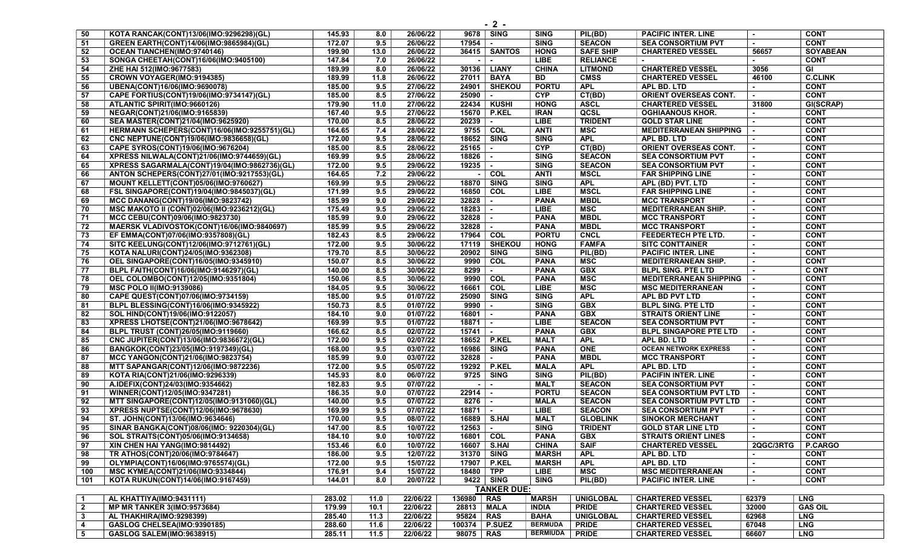| 50 | KOTA RANCAK(CONT)13/06(IMO:9296298)(GL) | 145.93 | 8.0 | 26/06/22 | 9678 | SING | SING | PIL(BD) | PACIFIC INTER. LINE | - | CONT |
|---|---|---|---|---|---|---|---|---|---|---|---|
| 51 | GREEN EARTH(CONT)14/06(IMO:9865984)(GL) | 172.07 | 9.5 | 26/06/22 | 17954 | - | SING | SEACON | SEA CONSORTIUM PVT | - | CONT |
| 52 | OCEAN TIANCHEN(IMO:9740146) | 199.90 | 13.0 | 26/06/22 | 36415 | SANTOS | HONG | SAFE SHIP | CHARTERED VESSEL | 56657 | SOYABEAN |
| 53 | SONGA CHEETAH(CONT)16/06(IMO:9405100) | 147.84 | 7.0 | 26/06/22 | - | - | LIBE | RELIANCE | - | - | CONT |
| 54 | ZHE HAI 512(IMO:9677583) | 189.99 | 8.0 | 26/06/22 | 30136 | LIANY | CHINA | LITMOND | CHARTERED VESSEL | 3056 | GI |
| 55 | CROWN VOYAGER(IMO:9194385) | 189.99 | 11.8 | 26/06/22 | 27011 | BAYA | BD | CMSS | CHARTERED VESSEL | 46100 | C.CLINK |
| 56 | UBENA(CONT)16/06(IMO:9690078) | 185.00 | 9.5 | 27/06/22 | 24901 | SHEKOU | PORTU | APL | APL BD. LTD | - | CONT |
| 57 | CAPE FORTIUS(CONT)19/06(IMO:9734147)(GL) | 185.00 | 8.5 | 27/06/22 | 25090 | - | CYP | CT(BD) | ORIENT OVERSEAS CONT. | - | CONT |
| 58 | ATLANTIC SPIRIT(IMO:9660126) | 179.90 | 11.0 | 27/06/22 | 22434 | KUSHI | HONG | ASCL | CHARTERED VESSEL | 31800 | GI(SCRAP) |
| 59 | NEGAR(CONT)21/06(IMO:9165839) | 167.40 | 9.5 | 27/06/22 | 15670 | P.KEL | IRAN | QCSL | OGHIAANOUS KHOR. | - | CONT |
| 60 | SEA MASTER(CONT)21/04(IMO:9625920) | 170.00 | 8.5 | 28/06/22 | 20239 | - | LIBE | TRIDENT | GOLD STAR LINE | - | CONT |
| 61 | HERMANN SCHEPERS(CONT)16/06(IMO:9255751)(GL) | 164.65 | 7.4 | 28/06/22 | 9755 | COL | ANTI | MSC | MEDITERRANEAN SHIPPING | - | CONT |
| 62 | CNC NEPTUNE(CONT)19/06(IMO:9836658)(GL) | 172.00 | 9.5 | 28/06/22 | 18652 | SING | SING | APL | APL BD. LTD | - | CONT |
| 63 | CAPE SYROS(CONT)19/06(IMO:9676204) | 185.00 | 8.5 | 28/06/22 | 25165 | - | CYP | CT(BD) | ORIENT OVERSEAS CONT. | - | CONT |
| 64 | XPRESS NILWALA(CONT)21/06(IMO:9744659)(GL) | 169.99 | 9.5 | 28/06/22 | 18826 | - | SING | SEACON | SEA CONSORTIUM PVT | - | CONT |
| 65 | XPRESS SAGARMALA(CONT)19/04(IMO:9862736)(GL) | 172.00 | 9.5 | 29/06/22 | 19235 | - | SING | SEACON | SEA CONSORTIUM PVT | - | CONT |
| 66 | ANTON SCHEPERS(CONT)27/01(IMO:9217553)(GL) | 164.65 | 7.2 | 29/06/22 | - | COL | ANTI | MSCL | FAR SHIPPING LINE | - | CONT |
| 67 | MOUNT KELLETT(CONT)05/06(IMO:9760627) | 169.99 | 9.5 | 29/06/22 | 18870 | SING | SING | APL | APL (BD) PVT. LTD | - | CONT |
| 68 | FSL SINGAPORE(CONT)19/04(IMO:9845037)(GL) | 171.99 | 9.5 | 29/06/22 | 16850 | COL | LIBE | MSCL | FAR SHIPPING LINE | - | CONT |
| 69 | MCC DANANG(CONT)19/06(IMO:9823742) | 185.99 | 9.0 | 29/06/22 | 32828 | - | PANA | MBDL | MCC TRANSPORT | - | CONT |
| 70 | MSC MAKOTO II (CONT)02/06(IMO:9236212)(GL) | 175.49 | 9.5 | 29/06/22 | 18283 | - | LIBE | MSC | MEDITERRANEAN SHIP. | - | CONT |
| 71 | MCC CEBU(CONT)09/06(IMO:9823730) | 185.99 | 9.0 | 29/06/22 | 32828 | - | PANA | MBDL | MCC TRANSPORT | - | CONT |
| 72 | MAERSK VLADIVOSTOK(CONT)16/06(IMO:9840697) | 185.99 | 9.5 | 29/06/22 | 32828 | - | PANA | MBDL | MCC TRANSPORT | - | CONT |
| 73 | EF EMMA(CONT)07/06(IMO:9357808)(GL) | 182.43 | 8.5 | 29/06/22 | 17964 | COL | PORTU | CNCL | FEEDERTECH PTE LTD. | - | CONT |
| 74 | SITC KEELUNG(CONT)12/06(IMO:9712761)(GL) | 172.00 | 9.5 | 30/06/22 | 17119 | SHEKOU | HONG | FAMFA | SITC CONTTAINER | - | CONT |
| 75 | KOTA NALURI(CONT)24/05(IMO:9362308) | 179.70 | 8.5 | 30/06/22 | 20902 | SING | SING | PIL(BD) | PACIFIC INTER. LINE | - | CONT |
| 76 | OEL SINGAPORE(CONT)16/05(IMO:9345910) | 150.07 | 8.5 | 30/06/22 | 9990 | COL | PANA | MSC | MEDITERRANEAN SHIP. | - | CONT |
| 77 | BLPL FAITH(CONT)16/06(IMO:9146297)(GL) | 140.00 | 8.5 | 30/06/22 | 8299 | - | PANA | GBX | BLPL SING. PTE LTD | - | C ONT |
| 78 | OEL COLOMBO(CONT)12/05(IMO:9351804) | 150.06 | 8.5 | 30/06/22 | 9990 | COL | PANA | MSC | MEDITERRANEAN SHIPPING | - | CONT |
| 79 | MSC POLO II(IMO:9139086) | 184.05 | 9.5 | 30/06/22 | 16661 | COL | LIBE | MSC | MSC MEDITERRANEAN | - | CONT |
| 80 | CAPE QUEST(CONT)07/06(IMO:9734159) | 185.00 | 9.5 | 01/07/22 | 25090 | SING | SING | APL | APL BD PVT LTD | - | CONT |
| 81 | BLPL BLESSING(CONT)16/06(IMO:9345922) | 150.73 | 8.5 | 01/07/22 | 9990 | - | SING | GBX | BLPL SING. PTE LTD | - | CONT |
| 82 | SOL HIND(CONT)19/06(IMO:9122057) | 184.10 | 9.0 | 01/07/22 | 16801 | - | PANA | GBX | STRAITS ORIENT LINE | - | CONT |
| 83 | XPRESS LHOTSE(CONT)21/06(IMO:9678642) | 169.99 | 9.5 | 01/07/22 | 18871 | - | LIBE | SEACON | SEA CONSORTIUM PVT | - | CONT |
| 84 | BLPL TRUST (CONT)26/05(IMO:9119660) | 166.62 | 8.5 | 02/07/22 | 15741 | - | PANA | GBX | BLPL SINGAPORE PTE LTD | - | CONT |
| 85 | CNC JUPITER(CONT)13/06(IMO:9836672)(GL) | 172.00 | 9.5 | 02/07/22 | 18652 | P.KEL | MALT | APL | APL BD. LTD | - | CONT |
| 86 | BANGKOK(CONT)23/05(IMO:9197349)(GL) | 168.00 | 9.5 | 03/07/22 | 16986 | SING | PANA | ONE | OCEAN NETWORK EXPRESS | - | CONT |
| 87 | MCC YANGON(CONT)21/06(IMO:9823754) | 185.99 | 9.0 | 03/07/22 | 32828 | - | PANA | MBDL | MCC TRANSPORT | - | CONT |
| 88 | MTT SAPANGAR(CONT)12/06(IMO:9872236) | 172.00 | 9.5 | 05/07/22 | 19292 | P.KEL | MALA | APL | APL BD. LTD | - | CONT |
| 89 | KOTA RIA(CONT)21/06(IMO:9296339) | 145.93 | 8.0 | 06/07/22 | 9725 | SING | SING | PIL(BD) | PACIFIN INTER. LINE | - | CONT |
| 90 | A.IDEFIX(CONT)24/03(IMO:9354662) | 182.83 | 9.5 | 07/07/22 | - | - | MALT | SEACON | SEA CONSORTIUM PVT | - | CONT |
| 91 | WINNER(CONT)12/05(IMO:9347281) | 186.35 | 9.0 | 07/07/22 | 22914 | - | PORTU | SEACON | SEA CONSORTIUM PVT LTD | - | CONT |
| 92 | MTT SINGAPORE(CONT)12/05(IMO:9131060)(GL) | 140.00 | 9.5 | 07/07/22 | 8276 | - | MALA | SEACON | SEA CONSORTIUM PVT LTD | - | CONT |
| 93 | XPRESS NUPTSE(CONT)12/06(IMO:9678630) | 169.99 | 9.5 | 07/07/22 | 18871 | - | LIBE | SEACON | SEA CONSORTIUM PVT | - | CONT |
| 94 | ST. JOHN(CONT)13/06(IMO:9634646) | 170.00 | 9.5 | 08/07/22 | 16889 | S.HAI | MALT | GLOBLINK | SINOKOR MERCHANT | - | CONT |
| 95 | SINAR BANGKA(CONT)08/06(IMO: 9220304)(GL) | 147.00 | 8.5 | 10/07/22 | 12563 | - | SING | TRIDENT | GOLD STAR LINE LTD | - | CONT |
| 96 | SOL STRAITS(CONT)05/06(IMO:9134658) | 184.10 | 9.0 | 10/07/22 | 16801 | COL | PANA | GBX | STRAITS ORIENT LINES | - | CONT |
| 97 | XIN CHEN HAI YANG(IMO:9814492) | 153.46 | 6.0 | 10/07/22 | 16607 | S.HAI | CHINA | SAIF | CHARTERED VESSEL | 2QGC/3RTG | P.CARGO |
| 98 | TR ATHOS(CONT)20/06(IMO:9784647) | 186.00 | 9.5 | 12/07/22 | 31370 | SING | MARSH | APL | APL BD. LTD | - | CONT |
| 99 | OLYMPIA(CONT)16/06(IMO:9765574)(GL) | 172.00 | 9.5 | 15/07/22 | 17907 | P.KEL | MARSH | APL | APL BD. LTD | - | CONT |
| 100 | MSC KYMEA(CONT)21/06(IMO:9334844) | 176.91 | 9.4 | 15/07/22 | 18480 | TPP | LIBE | MSC | MSC MEDITERRANEAN | - | CONT |
| 101 | KOTA RUKUN(CONT)14/06(IMO:9167459) | 144.01 | 8.0 | 20/07/22 | 9422 | SING | SING | PIL(BD) | PACIFIC INTER. LINE | - | CONT |

**TANKER DUE:**

| 1 | AL KHATTIYA(IMO:9431111) | 283.02 | 11.0 | 22/06/22 | 136980 | RAS | MARSH | UNIGLOBAL | CHARTERED VESSEL | 62379 | LNG |
|---|---|---|---|---|---|---|---|---|---|---|---|
| 2 | MP MR TANKER 3(IMO:9573684) | 179.99 | 10.1 | 22/06/22 | 28813 | MALA | INDIA | PRIDE | CHARTERED VESSEL | 32000 | GAS OIL |
| 3 | AL THAKHIRA(IMO:9298399) | 285.40 | 11.3 | 22/06/22 | 95824 | RAS | BAHA | UNIGLOBAL | CHARTERED VESSEL | 62968 | LNG |
| 4 | GASLOG CHELSEA(IMO:9390185) | 288.60 | 11.6 | 22/06/22 | 100374 | P.SUEZ | BERMUDA | PRIDE | CHARTERED VESSEL | 67048 | LNG |
| 5 | GASLOG SALEM(IMO:9638915) | 285.11 | 11.5 | 22/06/22 | 98075 | RAS | BERMUDA | PRIDE | CHARTERED VESSEL | 66607 | LNG |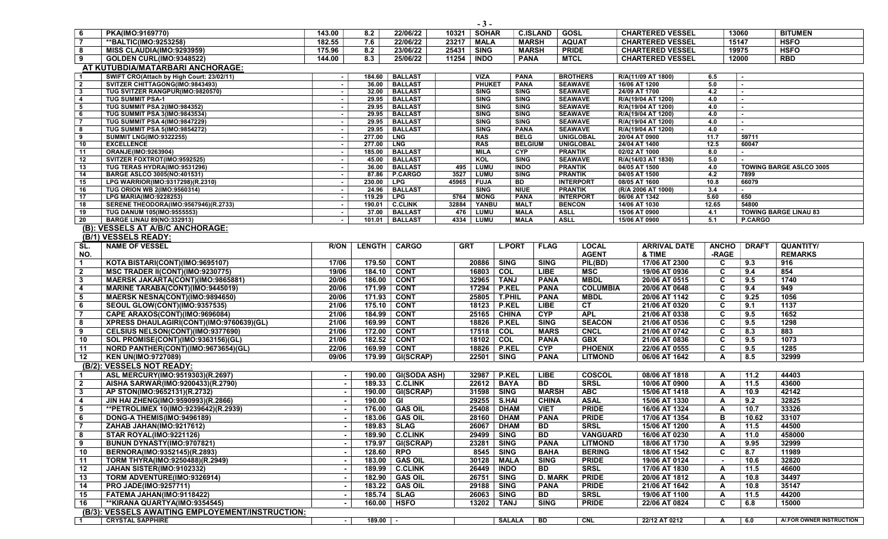| 6 | PKA(IMO:9169770) | 143.00 | 8.2 | 22/06/22 | 10321 | SOHAR | C.ISLAND | GOSL | CHARTERED VESSEL | 13060 | BITUMEN |
|---|---|---|---|---|---|---|---|---|---|---|---|
| 7 | **BALTIC(IMO:9253258) | 182.55 | 7.6 | 22/06/22 | 23217 | MALA | MARSH | AQUAT | CHARTERED VESSEL | 15147 | HSFO |
| 8 | MISS CLAUDIA(IMO:9293959) | 175.96 | 8.2 | 23/06/22 | 25431 | SING | MARSH | PRIDE | CHARTERED VESSEL | 19975 | HSFO |
| 9 | GOLDEN CURL(IMO:9348522) | 144.00 | 8.3 | 25/06/22 | 11254 | INDO | PANA | MTCL | CHARTERED VESSEL | 12000 | RBD |

## AT KUTUBDIA/MATARBARI ANCHORAGE:

| | | | | | | | | | | | | |
|---|---|---|---|---|---|---|---|---|---|---|---|---|
| 1 | SWIFT CRO(Attach by High Court: 23/02/11) | - | 184.60 | BALLAST | | VIZA | PANA | BROTHERS | R/A(11/09 AT 1800) | 6.5 | - | |
| 2 | SVITZER CHITTAGONG(IMO:9843493) | - | 36.00 | BALLAST | | PHUKET | PANA | SEAWAVE | 16/06 AT 1200 | 5.0 | - | |
| 3 | TUG SVITZER RANGPUR(IMO:9820570) | - | 32.00 | BALLAST | | SING | SING | SEAWAVE | 24/09 AT 1700 | 4.2 | - | |
| 4 | TUG SUMMIT PSA-1 | - | 29.95 | BALLAST | | SING | SING | SEAWAVE | R/A(19/04 AT 1200) | 4.0 | - | |
| 5 | TUG SUMMIT PSA 2(IMO:984352) | - | 29.95 | BALLAST | | SING | SING | SEAWAVE | R/A(19/04 AT 1200) | 4.0 | - | |
| 6 | TUG SUMMIT PSA 3(IMO:9843534) | - | 29.95 | BALLAST | | SING | SING | SEAWAVE | R/A(19/04 AT 1200) | 4.0 | - | |
| 7 | TUG SUMMIT PSA 4(IMO:9847229) | - | 29.95 | BALLAST | | SING | SING | SEAWAVE | R/A(19/04 AT 1200) | 4.0 | - | |
| 8 | TUG SUMMIT PSA 5(IMO:9854272) | - | 29.95 | BALLAST | | SING | PANA | SEAWAVE | R/A(19/04 AT 1200) | 4.0 | - | |
| 9 | SUMMIT LNG(IMO:9322255) | - | 277.00 | LNG | | RAS | BELG | UNIGLOBAL | 20/04 AT 0900 | 11.7 | 59711 | |
| 10 | EXCELLENCE | - | 277.00 | LNG | | RAS | BELGIUM | UNIGLOBAL | 24/04 AT 1400 | 12.5 | 60047 | |
| 11 | ORANJE(IMO:9263904) | - | 185.00 | BALLAST | | MILA | CYP | PRANTIK | 02/02 AT 1000 | 8.0 | - | |
| 12 | SVITZER FOXTROT(IMO:9592525) | - | 45.00 | BALLAST | | KOL | SING | SEAWAVE | R/A(14/03 AT 1830) | 5.0 | - | |
| 13 | TUG TERAS HYDRA(IMO:9531296) | - | 36.00 | BALLAST | 495 | LUMU | INDO | PRANTIK | 04/05 AT 1500 | 4.0 | TOWING BARGE ASLCO 3005 | |
| 14 | BARGE ASLCO 3005(NO:401531) | - | 87.86 | P.CARGO | 3527 | LUMU | SING | PRANTIK | 04/05 AT 1500 | 4.2 | 7899 | |
| 15 | LPG WARRIOR(IMO:9317298)(R.2310) | - | 230.00 | LPG | 45965 | FUJA | BD | INTERPORT | 08/05 AT 1600 | 10.8 | 66079 | |
| 16 | TUG ORION WB 2(IMO:9560314) | - | 24.96 | BALLAST | | SING | NIUE | PRANTIK | (R/A 2006 AT 1000) | 3.4 | - | |
| 17 | LPG MARIA(IMO:9228253) | - | 119.29 | LPG | 5764 | MONG | PANA | INTERPORT | 06/06 AT 1342 | 5.60 | 650 | |
| 18 | SERENE THEODORA(IMO:9567946)(R.2733) | - | 190.01 | C.CLINK | 32884 | YANBU | MALT | BENCON | 14/06 AT 1030 | 12.65 | 54800 | |
| 19 | TUG DANUM 105(IMO:9555553) | - | 37.00 | BALLAST | 476 | LUMU | MALA | ASLL | 15/06 AT 0900 | 4.1 | TOWING BARGE LINAU 83 | |
| 20 | BARGE LINAU 89(NO:332913) | - | 101.01 | BALLAST | 4334 | LUMU | MALA | ASLL | 15/06 AT 0900 | 5.1 | P.CARGO | |

## (B): VESSELS AT A/B/C ANCHORAGE:

### (B/1) VESSELS READY:

| SL. NO. | NAME OF VESSEL | R/ON | LENGTH | CARGO | GRT | L.PORT | FLAG | LOCAL AGENT | ARRIVAL DATE & TIME | ANCHO-RAGE | DRAFT | QUANTITY/ REMARKS |
|---|---|---|---|---|---|---|---|---|---|---|---|---|
| 1 | KOTA BISTARI(CONT)(IMO:9695107) | 17/06 | 179.50 | CONT | 20886 | SING | SING | PIL(BD) | 17/06 AT 2300 | C | 9.3 | 916 |
| 2 | MSC TRADER II(CONT)(IMO:9230775) | 19/06 | 184.10 | CONT | 16803 | COL | LIBE | MSC | 19/06 AT 0936 | C | 9.4 | 854 |
| 3 | MAERSK JAKARTA(CONT)(IMO:9865881) | 20/06 | 186.00 | CONT | 32965 | TANJ | PANA | MBDL | 20/06 AT 0515 | C | 9.5 | 1740 |
| 4 | MARINE TARABA(CONT)(IMO:9445019) | 20/06 | 171.99 | CONT | 17294 | P.KEL | PANA | COLUMBIA | 20/06 AT 0648 | C | 9.4 | 949 |
| 5 | MAERSK NESNA(CONT)(IMO:9894650) | 20/06 | 171.93 | CONT | 25805 | T.PHIL | PANA | MBDL | 20/06 AT 1142 | C | 9.25 | 1056 |
| 6 | SEOUL GLOW(CONT)(IMO:9357535) | 21/06 | 175.10 | CONT | 18123 | P.KEL | LIBE | CT | 21/06 AT 0320 | C | 9.1 | 1137 |
| 7 | CAPE ARAXOS(CONT)(IMO:9696084) | 21/06 | 184.99 | CONT | 25165 | CHINA | CYP | APL | 21/06 AT 0338 | C | 9.5 | 1652 |
| 8 | XPRESS DHAULAGIRI(CONT)(IMO:9760639)(GL) | 21/06 | 169.99 | CONT | 18826 | P.KEL | SING | SEACON | 21/06 AT 0536 | C | 9.5 | 1298 |
| 9 | CELSIUS NELSON(CONT)(IMO:9377690) | 21/06 | 172.00 | CONT | 17518 | COL | MARS | CNCL | 21/06 AT 0742 | C | 8.3 | 883 |
| 10 | SOL PROMISE(CONT)(IMO:9363156)(GL) | 21/06 | 182.52 | CONT | 18102 | COL | PANA | GBX | 21/06 AT 0836 | C | 9.5 | 1073 |
| 11 | NORD PANTHER(CONT)(IMO:9673654)(GL) | 22/06 | 169.99 | CONT | 18826 | P.KEL | CYP | PHOENIX | 22/06 AT 0555 | C | 9.5 | 1285 |
| 12 | KEN UN(IMO:9727089) | 09/06 | 179.99 | GI(SCRAP) | 22501 | SING | PANA | LITMOND | 06/06 AT 1642 | A | 8.5 | 32999 |

### (B/2): VESSELS NOT READY:

| | | | | | | | | | | | | |
|---|---|---|---|---|---|---|---|---|---|---|---|---|
| 1 | ASL MERCURY(IMO:9519303)(R.2697) | - | 190.00 | GI(SODA ASH) | 32987 | P.KEL | LIBE | COSCOL | 08/06 AT 1818 | A | 11.2 | 44403 |
| 2 | AISHA SARWAR(IMO:9200433)(R.2790) | - | 189.33 | C.CLINK | 22612 | BAYA | BD | SRSL | 10/06 AT 0900 | A | 11.5 | 43600 |
| 3 | AP STON(IMO:9652131)(R.2732) | - | 190.00 | GI(SCRAP) | 31598 | SING | MARSH | ABC | 15/06 AT 1418 | A | 10.9 | 42142 |
| 4 | JIN HAI ZHENG(IMO:9590993)(R.2866) | - | 190.00 | GI | 29255 | S.HAI | CHINA | ASAL | 15/06 AT 1330 | A | 9.2 | 32825 |
| 5 | **PETROLIMEX 10(IMO:9239642)(R.2939) | - | 176.00 | GAS OIL | 25408 | DHAM | VIET | PRIDE | 16/06 AT 1324 | A | 10.7 | 33326 |
| 6 | DONG-A THEMIS(IMO:9496189) | - | 183.06 | GAS OIL | 28160 | DHAM | PANA | PRIDE | 17/06 AT 1354 | B | 10.62 | 33107 |
| 7 | ZAHAB JAHAN(IMO:9217612) | - | 189.83 | SLAG | 26067 | DHAM | BD | SRSL | 15/06 AT 1200 | A | 11.5 | 44500 |
| 8 | STAR ROYAL(IMO:9221126) | - | 189.90 | C.CLINK | 29499 | SING | BD | VANGUARD | 16/06 AT 0230 | A | 11.0 | 458000 |
| 9 | BUNUN DYNASTY(IMO:9707821) | - | 179.97 | GI(SCRAP) | 23281 | SING | PANA | LITMOND | 18/06 AT 1730 | A | 9.95 | 32999 |
| 10 | BERNORA(IMO:9352145)(R.2893) | - | 128.60 | RPO | 8545 | SING | BAHA | BERING | 18/06 AT 1542 | C | 8.7 | 11989 |
| 11 | TORM THYRA(IMO:9250488)(R.2949) | - | 183.00 | GAS OIL | 30128 | MALA | SING | PRIDE | 19/06 AT 0124 | - | 10.6 | 32820 |
| 12 | JAHAN SISTER(IMO:9102332) | - | 189.99 | C.CLINK | 26449 | INDO | BD | SRSL | 17/06 AT 1830 | A | 11.5 | 46600 |
| 13 | TORM ADVENTURE(IMO:9326914) | - | 182.90 | GAS OIL | 26751 | SING | D. MARK | PRIDE | 20/06 AT 1812 | A | 10.8 | 34497 |
| 14 | PRO JADE(IMO:9257711) | - | 183.22 | GAS OIL | 29188 | SING | PANA | PRIDE | 21/06 AT 1642 | A | 10.8 | 35147 |
| 15 | FATEMA JAHAN(IMO:9118422) | - | 185.74 | SLAG | 26063 | SING | BD | SRSL | 19/06 AT 1100 | A | 11.5 | 44200 |
| 16 | **KIRANA QUARTYA(IMO:9354545) | - | 160.00 | HSFO | 13202 | TANJ | SING | PRIDE | 22/06 AT 0824 | C | 6.8 | 15000 |

### (B/3): VESSELS AWAITING EMPLOYEMENT/INSTRUCTION:

| | | | | | | | | | | | | |
|---|---|---|---|---|---|---|---|---|---|---|---|---|
| 1 | CRYSTAL SAPPHIRE | - | 189.00 | - | | SALALA | BD | CNL | 22/12 AT 0212 | A | 6.0 | A/.FOR OWNER INSTRUCTION |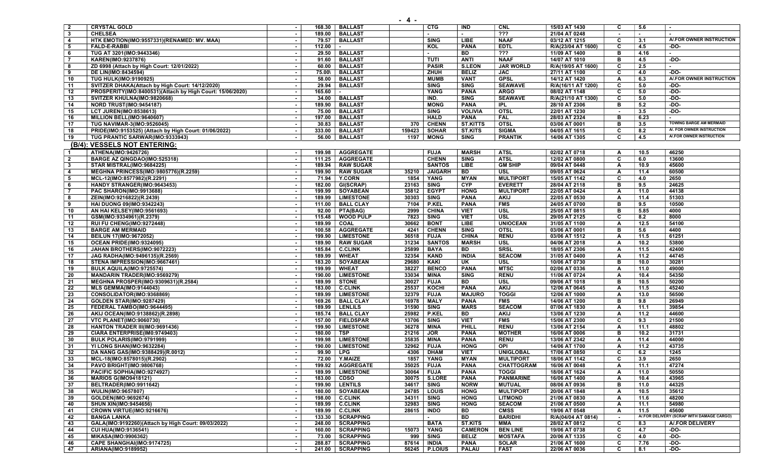| | | | | | | | | | | | | |
|---|---|---|---|---|---|---|---|---|---|---|---|---|
| 2 | CRYSTAL GOLD | - | 168.30 | BALLAST | | CTG | IND | CNL | 15/03 AT 1430 | C | 5.6 | - |
| 3 | CHELSEA | - | 189.00 | BALLAST | | - | - | ??? | 21/04 AT 0248 | - | - | - |
| 4 | HTK EMOTION(IMO:9557331)(RENAMED: MV. MAA) | - | 79.57 | BALLAST | | SING | LIBE | NAAF | 03/12 AT 1215 | C | 3.1 | A/.FOR OWNER INSTRUCTION |
| 5 | FALD-E-RABBI | - | 112.00 | - | | KOL | PANA | EDTL | R/A(23/04 AT 1600) | C | 4.5 | -DO- |
| 6 | TUG AT 3201(IMO:9443346) | - | 29.50 | BALLAST | | - | BD | ??? | 11/09 AT 1400 | B | 4.16 | - |
| 7 | KAREN(IMO:9237876) | - | 91.60 | BALLAST | | TUTI | ANTI | NAAF | 14/07 AT 1010 | B | 4.5 | -DO- |
| 8 | ZD 6998 (Attach by High Court: 12/01/2022) | - | 60.00 | BALLAST | | PASIR | S.LEON | JAR WORLD | R/A(19/05 AT 1600) | C | 2.5 | - |
| 9 | DE LIN(IMO:8434594) | - | 75.00\ | BALLAST | | ZHUH | BELIZ | JAC | 27/11 AT 1100 | C | 4.0 | -DO- |
| 10 | TUG HULK(IMO:9190925) | - | 58.00 | BALLAST | | MUMB | VANT | GPSL | 14/12 AT 1420 | A | 6.3 | A/.FOR OWNER INSTRUCTION |
| 11 | SVITZER DHAKA(Attach by High Court: 14/12/2020) | - | 29.94 | BALLAST | | SING | SING | SEAWAVE | R/A(16/11 AT 1200) | C | 5.0 | -DO- |
| 12 | PROSPERITY(IMO:8400531)(Attach by High Court: 15/06/2020) | - | 165.60 | - | | YANG | PANA | ARGO | 08/02 AT 1148 | C | 5.0 | -DO- |
| 13 | SVITZER KHULNA(IMO:9820668) | - | 34.00 | BALLAST | | IND. | SING | SEAWAVE | R/A(21/10 AT 1300) | C | 5.0 | -DO- |
| 14 | NORD TRUST(IMO:9454187) | - | 189.90 | BALLAST | | MONG | PANA | IPL | 28/10 AT 2306 | B | 5.2 | -DO- |
| 15 | LCT JUREN(IMO:8538613) | - | 75.00 | BALLAST | | SING | VOLIVIA | OTSL | 22/01 AT 1230 | - | 3.5 | -DO- |
| 16 | MILLION BELL(IMO:9640607) | - | 197.00 | BALLAST | | HALD | PANA | FAL | 28/03 AT 2324 | B | 6.23 | - |
| 17 | TUG NAVIMAR-3(IMO:9526045) | - | 30.83 | BALLAST | 370 | CHENN | ST.KITTS | OTSL | 03/06 AT 0001 | B | 3.5 | TOWING BARGE AM MERMAID |
| 18 | PRIDE(IMO:9153525) (Attach by High Court: 01/06/2022) | - | 333.00 | BALLAST | 159423 | SOHAR | ST.KITS | SIGMA | 04/05 AT 1615 | C | 8.2 | A/. FOR OWNER INSTRUCTION |
| 19 | TUG PRANTIC SARWAR(IMO:9333943) | - | 56.00 | BALLAST | 1197 | MONG | SING | PRANTIK | 14/06 AT 1305 | C | 4.5 | A/.FOR OWNER INSTRUCTION |
| | **(B/4): VESSELS NOT ENTERING:** | | | | | | | | | | | |
| 1 | ATHENA(IMO:9426726) | - | 199.98 | AGGREGATE | | FUJA | MARSH | ATSL | 02/02 AT 0718 | A | 10.5 | 46250 |
| 2 | BARGE AZ QINGDAO(IMO:525318) | - | 111.25 | AGGREGATE | | CHENN | SING | ATSL | 12/02 AT 0800 | C | 6.0 | 13600 |
| 3 | STAR MISTRAL(IMO:9684225) | - | 189.94 | RAW SUGAR | | SANTOS | LIBE | GM SHIP | 09/04 AT 0448 | A | 10.9 | 45600 |
| 4 | MEGHNA PRINCESS(IMO:9805776)(R.2259) | - | 199.90 | RAW SUGAR | 35210 | JAIGARH | BD | USL | 09/05 AT 0624 | A | 11.4 | 60500 |
| 5 | MCL-12(IMO:8577982)(R.2291) | - | 71.94 | Y.CORN | 1854 | YANG | MYAN | MULTIPORT | 15/05 AT 1142 | C | 4.0 | 2650 |
| 6 | HANDY STRANGER(IMO:9643453) | - | 182.00 | GI(SCRAP) | 23163 | SING | CYP | EVERETT | 28/04 AT 2118 | B | 9.5 | 24625 |
| 7 | PAC SHARON(IMO:9913688) | - | 199.99 | SOYABEAN | 35812 | EGYPT | HONG | MULTIPORT | 22/05 AT 0424 | A | 11.0 | 44138 |
| 8 | ZEIN(IMO:9216822)(R.2439) | - | 189.99 | LIMESTONE | 30303 | SING | PANA | AKIJ | 22/05 AT 0530 | A | 11.4 | 51303 |
| 9 | HAI DUONG 09(IMO:9342243) | - | 111.00 | BALL CLAY | 7104 | P.KEL | PANA | FMS | 24/05 AT 0700 | B | 9.5 | 10500 |
| 10 | AN HAI KELSEY(IMO:9561693) | - | 92.00 | PTA(BAG) | 2999 | CHINA | VIET | USL | 25/05 AT 0815 | B | 5.85 | 4000 |
| 11 | GSM(IMO:9334961)(R.2379) | - | 115.48 | WOOD PULP | 7823 | SING | VIET | USL | 29/05 AT 2125 | C | 8.2 | 8000 |
| 12 | RUI FU CHENG(IMO:9272448) | - | 189.99 | COAL | 30662 | BONT | LIBE | UNIOCEAN | 31/05 AT 1100 | A | 12.5 | 54100 |
| 13 | BARGE AM MERMAID | - | 100.58 | AGGREGATE | 4241 | CHENN | SING | OTSL | 03/06 AT 0001 | B | 5.6 | 4400 |
| 14 | BEILUN 17(IMO:9672052) | - | 199.90 | LIMESTONE | 36518 | FUJA | CHINA | RENU | 03/06 AT 1512 | A | 11.5 | 61251 |
| 15 | OCEAN PRIDE(IMO:9324095) | - | 189.90 | RAW SUGAR | 31234 | SANTOS | MARSH | USL | 04/06 AT 2018 | A | 10.2 | 53800 |
| 16 | JAHAN BROTHERS(IMO:9072223) | - | 185.84 | C.CLINK | 25899 | BAYA | BD | SRSL | 18/05 AT 2306 | A | 11.5 | 42400 |
| 17 | JAG RADHA(IMO:9496135)(R.2569) | - | 189.99 | WHEAT | 32354 | KAND | INDIA | SEACOM | 31/05 AT 0400 | A | 11.2 | 44745 |
| 18 | STENA IMPRESSION(IMO:9667461) | - | 183.20 | SOYABEAN | 29680 | KAKI | UK | USL | 10/06 AT 0730 | B | 10.0 | 30281 |
| 19 | BULK AQUILA(IMO:9725574) | - | 199.99 | WHEAT | 38227 | BENCO | PANA | MTSC | 02/06 AT 0336 | A | 11.0 | 49000 |
| 20 | MANDARIN TRADER(IMO:9569279) | - | 190.00 | LIMESTONE | 33034 | MINA | SING | RENU | 11/06 AT 0724 | A | 10.4 | 54350 |
| 21 | MEGHNA PROSPER(IMO:9309631)(R.2584) | - | 189.99 | STONE | 30027 | FUJA | BD | USL | 09/06 AT 1018 | B | 10.5 | 50200 |
| 22 | MLS GEMMA(IMO:9144043) | - | 183.00 | C.CLINK | 25537 | KOCHI | PANA | AKIJ | 12/06 AT 0645 | A | 11.5 | 45240 |
| 23 | CONSOLIDATOR(IMO:9368869) | - | 189.99 | LIMESTONE | 32379 | FUJA | MAJURO | TOGGI | 12/06 AT 1000 | A | 13.0 | 56500 |
| 24 | GOLDEN STAR(IMO:9287429) | - | 169.26 | BALL CLAY | 16978 | MALY | PANA | FMS | 14/06 AT 1200 | B | 9.8 | 26949 |
| 25 | FEDERAL TAMBO(IMO:9644495) | - | 189.99 | LENLILS | 31590 | SING | MARS | SEACOM | 07/06 AT 1830 | A | 11.1 | 39854 |
| 26 | AKIJ OCEAN(IMO:9138862)(R.2898) | - | 185.74 | BALL CLAY | 25982 | P.KEL | BD | AKIJ | 13/06 AT 1230 | A | 11.2 | 44600 |
| 27 | VTC PLANET(IMO:9060730) | - | 157.00 | FIELDSPAR | 13706 | SING | VIET | FMS | 15/06 AT 2300 | C | 9.3 | 21500 |
| 28 | HANTON TRADER III(IMO:9691436) | - | 199.90 | LIMESTONE | 36278 | MINA | PHILL | RENU | 13/06 AT 2154 | A | 11.1 | 48802 |
| 29 | CIARA ENTERPRISE(IM0:9749403) | - | 180.00 | TSP | 21216 | JOR | PANA | MOTHER | 16/06 AT 0006 | B | 10.2 | 31731 |
| 30 | BULK POLARIS(IMO:9791999) | - | 199.98 | LIMESTONE | 35835 | MINA | PANA | RENU | 13/06 AT 2342 | A | 11.4 | 44000 |
| 31 | YI LONG SHAN(IMO:9632284) | - | 190.00 | LIMESTONE | 32962 | FUJA | HONG | OPI | 14/06 AT 1700 | A | 11.2 | 43735 |
| 32 | DA NANG GAS(IMO:9388429)(R.0012) | - | 99.90 | LPG | 4306 | DHAM | VIET | UNIGLOBAL | 17/06 AT 0850 | C | 6.2 | 1245 |
| 33 | MCL-18(IMO:8578015)(R.2902) | - | 72.00 | Y.MAIZE | 1857 | YANG | MYAN | MULTIPORT | 18/06 AT 1142 | C | 3.9 | 2650 |
| 34 | PAVO BRIGHT(IMO:9806768) | - | 199.92 | AGGREGATE | 35025 | FUJA | PANA | CHATTOGRAM | 16/06 AT 0048 | A | 11.1 | 47274 |
| 35 | PACIFIC SOPHIA(IMO:9274927) | - | 189.99 | LIMESTONE | 30064 | FUJA | PANA | TOGGI | 18/06 AT 1624 | A | 11.0 | 50550 |
| 36 | MARIOS G(IMO9418121) | - | 183.00 | CDSO | 30075 | S.LORE | PANA | PANMARINE | 16/06 AT 1400 | A | 10.4 | 43965 |
| 37 | BELTRADER(IMO:9911642) | - | 199.90 | LENTILS | 34617 | SING | NORW | MUTUAL | 08/06 AT 0936 | B | 11.0 | 44325 |
| 38 | WULIN(IMO:9657807) | - | 180.00 | SOYABEAN | 24785 | LOUIS | HONG | MULTIPORT | 20/06 AT 1848 | A | 10.5 | 35612 |
| 39 | GOLDEN(IMO:9692674) | - | 198.00 | C.CLINK | 34311 | SING | HONG | LITMOND | 21/06 AT 0830 | A | 11.6 | 48200 |
| 40 | SHUN XIN(IMO:9454656) | - | 189.99 | C.CLINK | 32983 | SING | HONG | SEACOM | 21/06 AT 0500 | A | 11.1 | 54980 |
| 41 | CROWN VIRTUE(IMO:9216676) | - | 189.99 | C.CLINK | 28615 | INDO | BD | CMSS | 19/06 AT 0548 | A | 11.5 | 45600 |
| 42 | BANGA LANKA | - | 133.30 | SCRAPPING | | - | BD | BARIDHI | R/A(04/04 AT 0814) | - | | A/.FOR DELIVERY (SCRAP WITH DAMAGE CARGO) |
| 43 | GALA(IMO:9192260)(Attach by High Court: 09/03/2022) | - | 248.00 | SCRAPPING | | BATA | ST.KITS | MMA | 28/02 AT 0812 | C | 8.3 | A/.FOR DELIVERY |
| 44 | CUI HUA(IMO:9136541) | - | 160.00 | SCRAPPING | 15073 | YANG | CAMERON | BEN LINE | 19/06 AT 0738 | C | 4.7 | -DO- |
| 45 | MIKASA(IMO:9906362) | - | 73.00 | SCRAPPING | 999 | SING | BELIZ | MOSTAFA | 20/06 AT 1335 | C | 4.0 | -DO- |
| 46 | CAPE SHANGHAI(IMO:9174725) | - | 288.87 | SCRAPPING | 87614 | INDIA | PANA | SOLAR | 21/06 AT 1600 | C | 7.76 | -DO- |
| 47 | ARIANA(IMO:9189952) | - | 241.00 | SCRAPPING | 56245 | P.LOIUS | PALAU | FAST | 22/06 AT 0036 | C | 8.1 | -DO- |